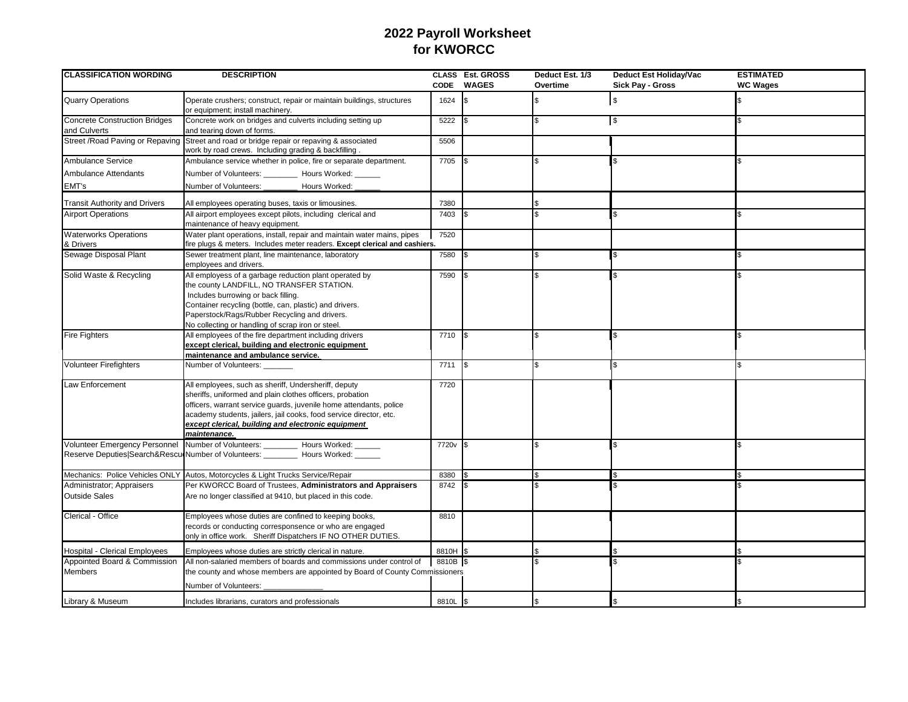# 2022 Payroll Worksheet
# for KWORCC

| CLASSIFICATION WORDING | DESCRIPTION | CLASS CODE | Est. GROSS WAGES | Deduct Est. 1/3 Overtime | Deduct Est Holiday/Vac Sick Pay - Gross | ESTIMATED WC Wages |
|---|---|---|---|---|---|---|
| Quarry Operations | Operate crushers; construct, repair or maintain buildings, structures or equipment; install machinery. | 1624 | $ | $ | $ | $ |
| Concrete Construction Bridges and Culverts | Concrete work on bridges and culverts including setting up and tearing down of forms. | 5222 | $ | $ | $ | $ |
| Street /Road Paving or Repaving | Street and road or bridge repair or repaving & associated work by road crews. Including grading & backfilling . | 5506 | | | | |
| Ambulance Service | Ambulance service whether in police, fire or separate department. | 7705 | $ | $ | $ | $ |
| Ambulance Attendants | Number of Volunteers: ________ Hours Worked: ______ | | | | | |
| EMT's | Number of Volunteers: ________ Hours Worked: ______ | | | | | |
| Transit Authority and Drivers | All employees operating buses, taxis or limousines. | 7380 | | $ | | |
| Airport Operations | All airport employees except pilots, including clerical and maintenance of heavy equipment. | 7403 | $ | $ | $ | $ |
| Waterworks Operations & Drivers | Water plant operations, install, repair and maintain water mains, pipes fire plugs & meters. Includes meter readers. **Except clerical and cashiers.** | 7520 | | | | |
| Sewage Disposal Plant | Sewer treatment plant, line maintenance, laboratory employees and drivers. | 7580 | $ | $ | $ | $ |
| Solid Waste & Recycling | All employess of a garbage reduction plant operated by the county LANDFILL, NO TRANSFER STATION. Includes burrowing or back filling. Container recycling (bottle, can, plastic) and drivers. Paperstock/Rags/Rubber Recycling and drivers. No collecting or handling of scrap iron or steel. | 7590 | $ | $ | $ | $ |
| Fire Fighters | All employees of the fire department including drivers ***except clerical, building and electronic equipment maintenance and ambulance service.*** | 7710 | $ | $ | $ | $ |
| Volunteer Firefighters | Number of Volunteers: _______ | 7711 | $ | $ | $ | $ |
| Law Enforcement | All employees, such as sheriff, Undersheriff, deputy sheriffs, uniformed and plain clothes officers, probation officers, warrant service guards, juvenile home attendants, police academy students, jailers, jail cooks, food service director, etc. ***except clerical, building and electronic equipment maintenance.*** | 7720 | | | | |
| Volunteer Emergency Personnel Reserve Deputies\|Search&Rescue | Number of Volunteers: ________ Hours Worked: ______ Number of Volunteers: ________ Hours Worked: ______ | 7720v | $ | $ | $ | $ |
| Mechanics: Police Vehicles ONLY | Autos, Motorcycles & Light Trucks Service/Repair | 8380 | $ | $ | $ | $ |
| Administrator; Appraisers Outside Sales | Per KWORCC Board of Trustees, **Administrators and Appraisers** Are no longer classified at 9410, but placed in this code. | 8742 | $ | $ | $ | $ |
| Clerical - Office | Employees whose duties are confined to keeping books, records or conducting corresponsence or who are engaged only in office work. Sheriff Dispatchers IF NO OTHER DUTIES. | 8810 | | | | |
| Hospital - Clerical Employees | Employees whose duties are strictly clerical in nature. | 8810H | $ | $ | $ | $ |
| Appointed Board & Commission Members | All non-salaried members of boards and commissions under control of the county and whose members are appointed by Board of County Commissioners Number of Volunteers: ______________ | 8810B | $ | $ | $ | $ |
| Library & Museum | Includes librarians, curators and professionals | 8810L | $ | $ | $ | $ |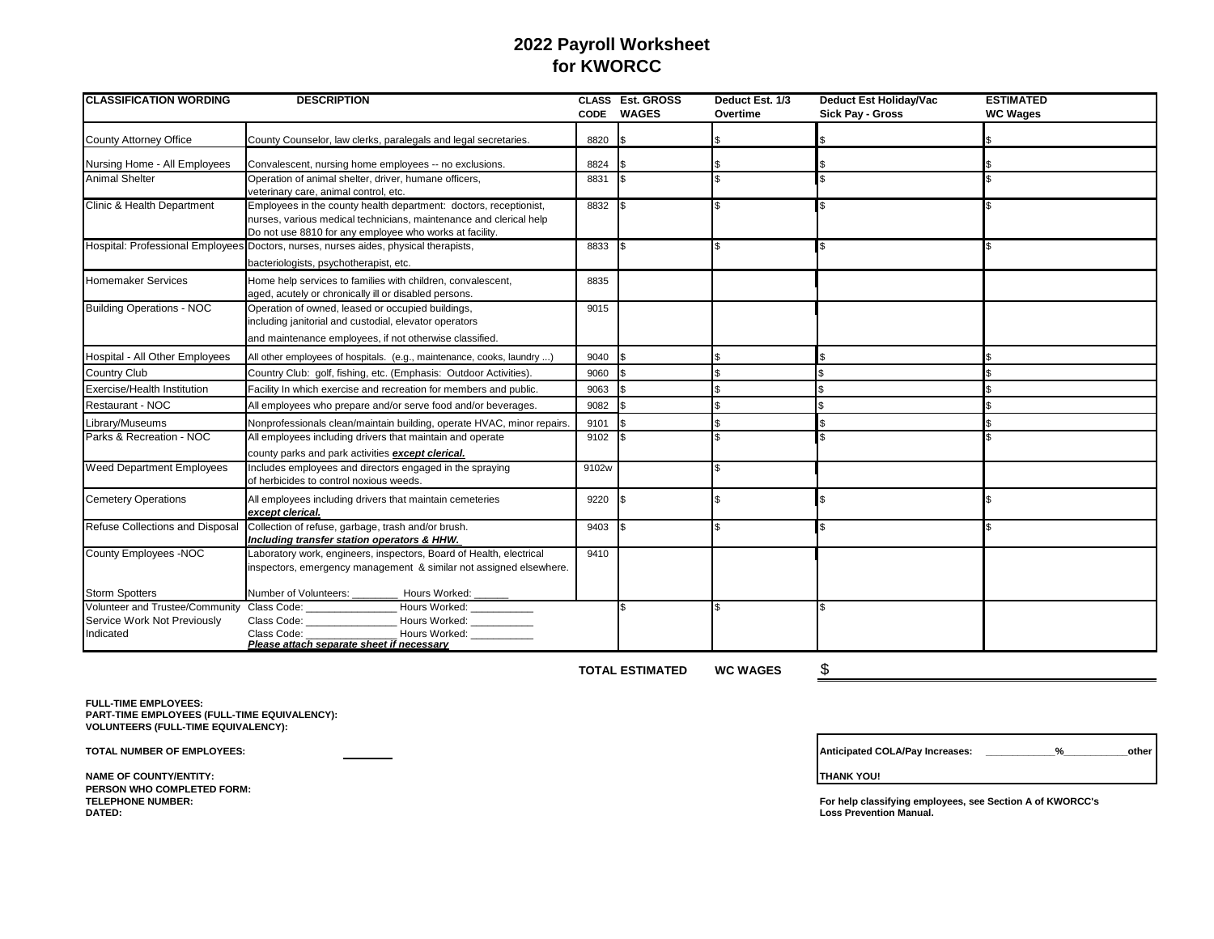# 2022 Payroll Worksheet
# for KWORCC

| CLASSIFICATION WORDING | DESCRIPTION | CLASS CODE | Est. GROSS WAGES | Deduct Est. 1/3 Overtime | Deduct Est Holiday/Vac Sick Pay - Gross | ESTIMATED WC Wages |
|---|---|---|---|---|---|---|
| County Attorney Office | County Counselor, law clerks, paralegals and legal secretaries. | 8820 | $ | $ | $ | $ |
| Nursing Home - All Employees | Convalescent, nursing home employees -- no exclusions. | 8824 | $ | $ | $ | $ |
| Animal Shelter | Operation of animal shelter, driver, humane officers, veterinary care, animal control, etc. | 8831 | $ | $ | $ | $ |
| Clinic & Health Department | Employees in the county health department: doctors, receptionist, nurses, various medical technicians, maintenance and clerical help. Do not use 8810 for any employee who works at facility. | 8832 | $ | $ | $ | $ |
| Hospital: Professional Employees | Doctors, nurses, nurses aides, physical therapists, bacteriologists, psychotherapist, etc. | 8833 | $ | $ | $ | $ |
| Homemaker Services | Home help services to families with children, convalescent, aged, acutely or chronically ill or disabled persons. | 8835 | | | | |
| Building Operations - NOC | Operation of owned, leased or occupied buildings, including janitorial and custodial, elevator operators and maintenance employees, if not otherwise classified. | 9015 | | | | |
| Hospital - All Other Employees | All other employees of hospitals. (e.g., maintenance, cooks, laundry ...) | 9040 | $ | $ | $ | $ |
| Country Club | Country Club: golf, fishing, etc. (Emphasis: Outdoor Activities). | 9060 | $ | $ | $ | $ |
| Exercise/Health Institution | Facility In which exercise and recreation for members and public. | 9063 | $ | $ | $ | $ |
| Restaurant - NOC | All employees who prepare and/or serve food and/or beverages. | 9082 | $ | $ | $ | $ |
| Library/Museums | Nonprofessionals clean/maintain building, operate HVAC, minor repairs. | 9101 | $ | $ | $ | $ |
| Parks & Recreation - NOC | All employees including drivers that maintain and operate county parks and park activities ***except clerical.*** | 9102 | $ | $ | $ | $ |
| Weed Department Employees | Includes employees and directors engaged in the spraying of herbicides to control noxious weeds. | 9102w | | $ | | |
| Cemetery Operations | All employees including drivers that maintain cemeteries ***except clerical.*** | 9220 | $ | $ | $ | $ |
| Refuse Collections and Disposal | Collection of refuse, garbage, trash and/or brush. ***Including transfer station operators & HHW.*** | 9403 | $ | $ | $ | $ |
| County Employees -NOC | Laboratory work, engineers, inspectors, Board of Health, electrical inspectors, emergency management & similar not assigned elsewhere. | 9410 | | | | |
| Storm Spotters | Number of Volunteers: ________ Hours Worked: ______ | | | | | |
| Volunteer and Trustee/Community Service Work Not Previously Indicated | Class Code: ________________ Hours Worked: ___________<br>Class Code: ________________ Hours Worked: ___________<br>Class Code: ________________ Hours Worked: ___________<br>***Please attach separate sheet if necessary*** | | $ | $ | $ | |

**TOTAL ESTIMATED WC WAGES** $ ____________

**FULL-TIME EMPLOYEES:**
**PART-TIME EMPLOYEES (FULL-TIME EQUIVALENCY):**
**VOLUNTEERS (FULL-TIME EQUIVALENCY):**

**TOTAL NUMBER OF EMPLOYEES:** ________

**NAME OF COUNTY/ENTITY:**
**PERSON WHO COMPLETED FORM:**
**TELEPHONE NUMBER:**
**DATED:**

**Anticipated COLA/Pay Increases:** ____________%___________**other**

**THANK YOU!**

**For help classifying employees, see Section A of KWORCC's Loss Prevention Manual.**